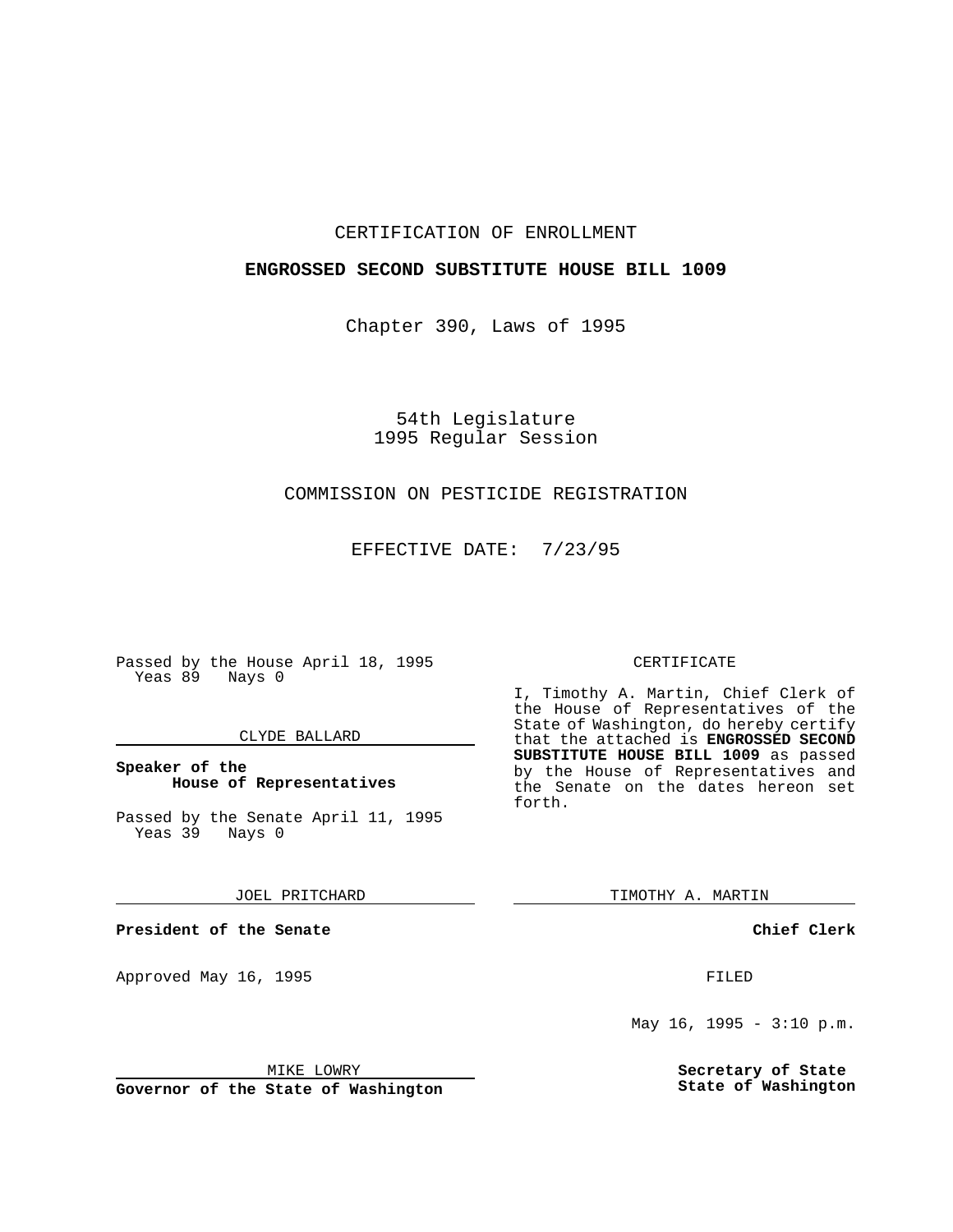CERTIFICATION OF ENROLLMENT

**ENGROSSED SECOND SUBSTITUTE HOUSE BILL 1009**

Chapter 390, Laws of 1995

54th Legislature
1995 Regular Session

COMMISSION ON PESTICIDE REGISTRATION

EFFECTIVE DATE: 7/23/95

Passed by the House April 18, 1995
Yeas 89 Nays 0

CLYDE BALLARD

**Speaker of the House of Representatives**

Passed by the Senate April 11, 1995
Yeas 39 Nays 0

JOEL PRITCHARD

**President of the Senate**

Approved May 16, 1995

MIKE LOWRY

**Governor of the State of Washington**

CERTIFICATE

I, Timothy A. Martin, Chief Clerk of the House of Representatives of the State of Washington, do hereby certify that the attached is **ENGROSSED SECOND SUBSTITUTE HOUSE BILL 1009** as passed by the House of Representatives and the Senate on the dates hereon set forth.

TIMOTHY A. MARTIN

**Chief Clerk**

FILED

May 16, 1995 - 3:10 p.m.

**Secretary of State**
**State of Washington**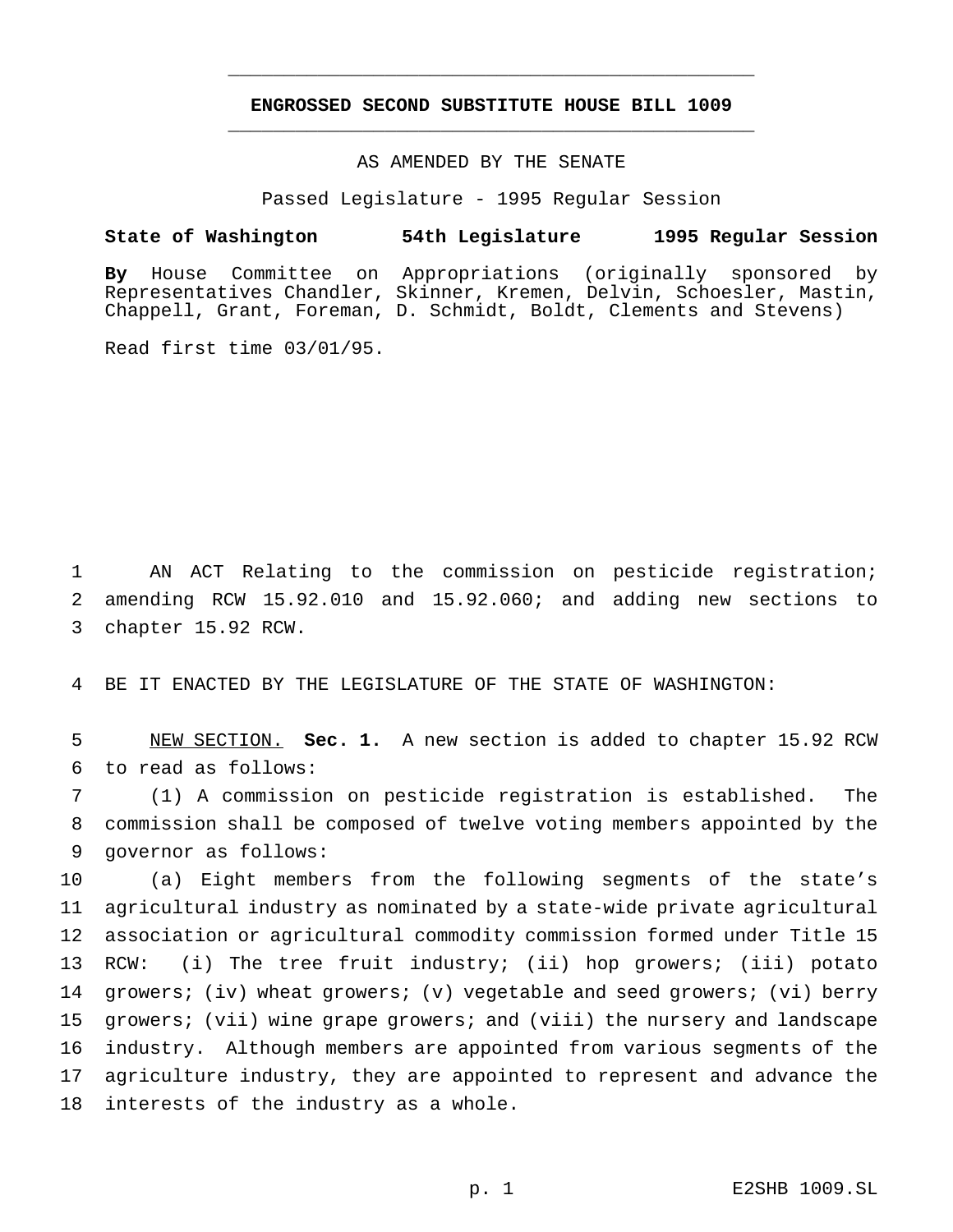# ENGROSSED SECOND SUBSTITUTE HOUSE BILL 1009

AS AMENDED BY THE SENATE

Passed Legislature - 1995 Regular Session

**State of Washington 54th Legislature 1995 Regular Session**

**By** House Committee on Appropriations (originally sponsored by Representatives Chandler, Skinner, Kremen, Delvin, Schoesler, Mastin, Chappell, Grant, Foreman, D. Schmidt, Boldt, Clements and Stevens)

Read first time 03/01/95.

1 AN ACT Relating to the commission on pesticide registration; 2 amending RCW 15.92.010 and 15.92.060; and adding new sections to 3 chapter 15.92 RCW.

4 BE IT ENACTED BY THE LEGISLATURE OF THE STATE OF WASHINGTON:

5 NEW SECTION. **Sec. 1.** A new section is added to chapter 15.92 RCW 6 to read as follows:

7 (1) A commission on pesticide registration is established. The 8 commission shall be composed of twelve voting members appointed by the 9 governor as follows:

10 (a) Eight members from the following segments of the state's 11 agricultural industry as nominated by a state-wide private agricultural 12 association or agricultural commodity commission formed under Title 15 13 RCW: (i) The tree fruit industry; (ii) hop growers; (iii) potato 14 growers; (iv) wheat growers; (v) vegetable and seed growers; (vi) berry 15 growers; (vii) wine grape growers; and (viii) the nursery and landscape 16 industry. Although members are appointed from various segments of the 17 agriculture industry, they are appointed to represent and advance the 18 interests of the industry as a whole.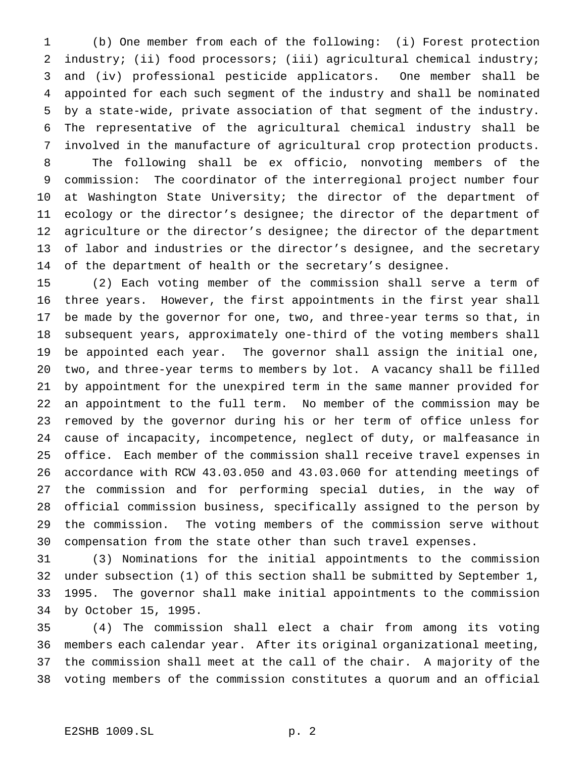(b) One member from each of the following: (i) Forest protection industry; (ii) food processors; (iii) agricultural chemical industry; and (iv) professional pesticide applicators. One member shall be appointed for each such segment of the industry and shall be nominated by a state-wide, private association of that segment of the industry. The representative of the agricultural chemical industry shall be involved in the manufacture of agricultural crop protection products.

The following shall be ex officio, nonvoting members of the commission: The coordinator of the interregional project number four at Washington State University; the director of the department of ecology or the director's designee; the director of the department of agriculture or the director's designee; the director of the department of labor and industries or the director's designee, and the secretary of the department of health or the secretary's designee.

(2) Each voting member of the commission shall serve a term of three years. However, the first appointments in the first year shall be made by the governor for one, two, and three-year terms so that, in subsequent years, approximately one-third of the voting members shall be appointed each year. The governor shall assign the initial one, two, and three-year terms to members by lot. A vacancy shall be filled by appointment for the unexpired term in the same manner provided for an appointment to the full term. No member of the commission may be removed by the governor during his or her term of office unless for cause of incapacity, incompetence, neglect of duty, or malfeasance in office. Each member of the commission shall receive travel expenses in accordance with RCW 43.03.050 and 43.03.060 for attending meetings of the commission and for performing special duties, in the way of official commission business, specifically assigned to the person by the commission. The voting members of the commission serve without compensation from the state other than such travel expenses.

(3) Nominations for the initial appointments to the commission under subsection (1) of this section shall be submitted by September 1, 1995. The governor shall make initial appointments to the commission by October 15, 1995.

(4) The commission shall elect a chair from among its voting members each calendar year. After its original organizational meeting, the commission shall meet at the call of the chair. A majority of the voting members of the commission constitutes a quorum and an official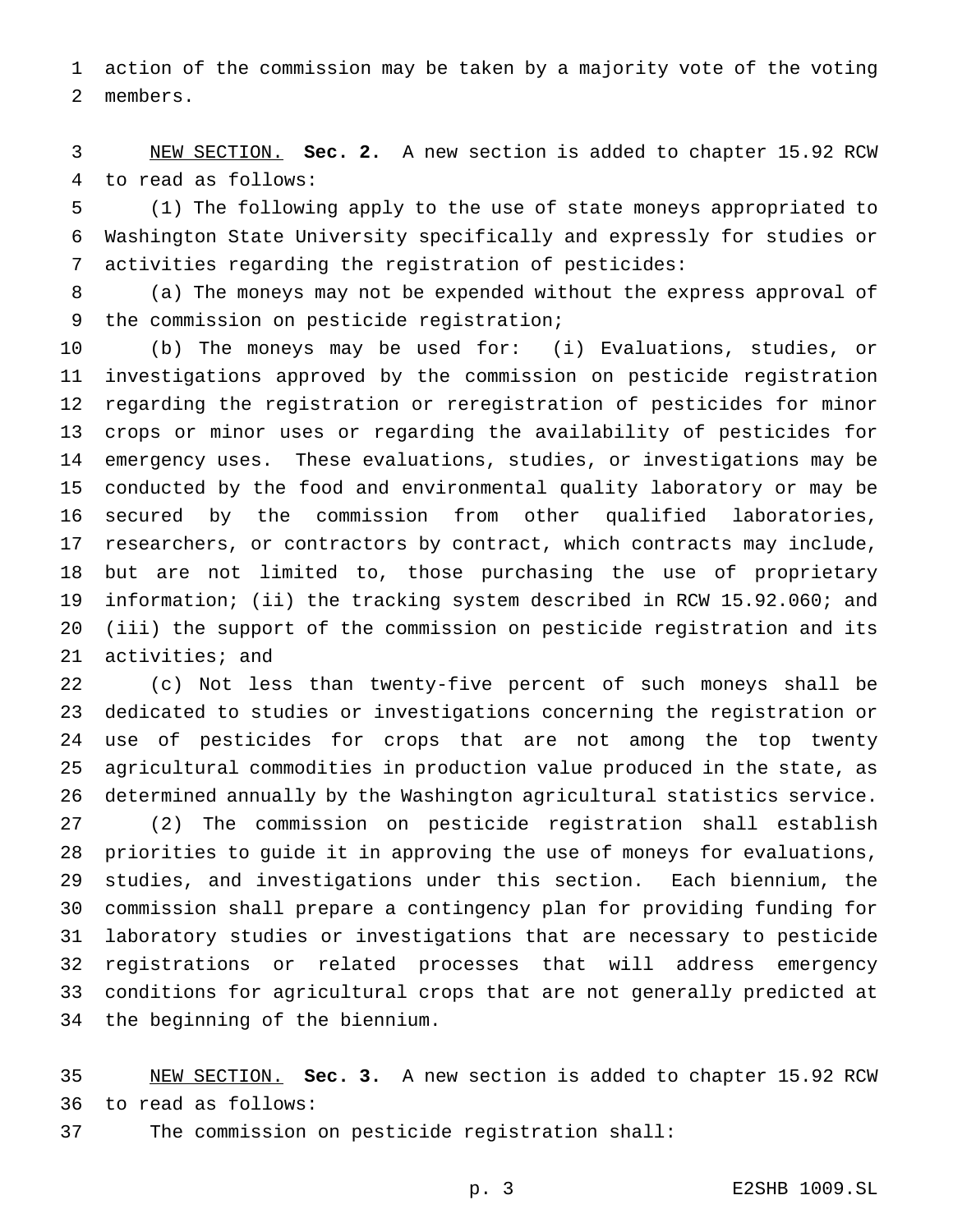action of the commission may be taken by a majority vote of the voting members.

NEW SECTION. **Sec. 2.** A new section is added to chapter 15.92 RCW to read as follows:

(1) The following apply to the use of state moneys appropriated to Washington State University specifically and expressly for studies or activities regarding the registration of pesticides:

(a) The moneys may not be expended without the express approval of the commission on pesticide registration;

(b) The moneys may be used for: (i) Evaluations, studies, or investigations approved by the commission on pesticide registration regarding the registration or reregistration of pesticides for minor crops or minor uses or regarding the availability of pesticides for emergency uses. These evaluations, studies, or investigations may be conducted by the food and environmental quality laboratory or may be secured by the commission from other qualified laboratories, researchers, or contractors by contract, which contracts may include, but are not limited to, those purchasing the use of proprietary information; (ii) the tracking system described in RCW 15.92.060; and (iii) the support of the commission on pesticide registration and its activities; and

(c) Not less than twenty-five percent of such moneys shall be dedicated to studies or investigations concerning the registration or use of pesticides for crops that are not among the top twenty agricultural commodities in production value produced in the state, as determined annually by the Washington agricultural statistics service.

(2) The commission on pesticide registration shall establish priorities to guide it in approving the use of moneys for evaluations, studies, and investigations under this section. Each biennium, the commission shall prepare a contingency plan for providing funding for laboratory studies or investigations that are necessary to pesticide registrations or related processes that will address emergency conditions for agricultural crops that are not generally predicted at the beginning of the biennium.

NEW SECTION. **Sec. 3.** A new section is added to chapter 15.92 RCW to read as follows:

The commission on pesticide registration shall: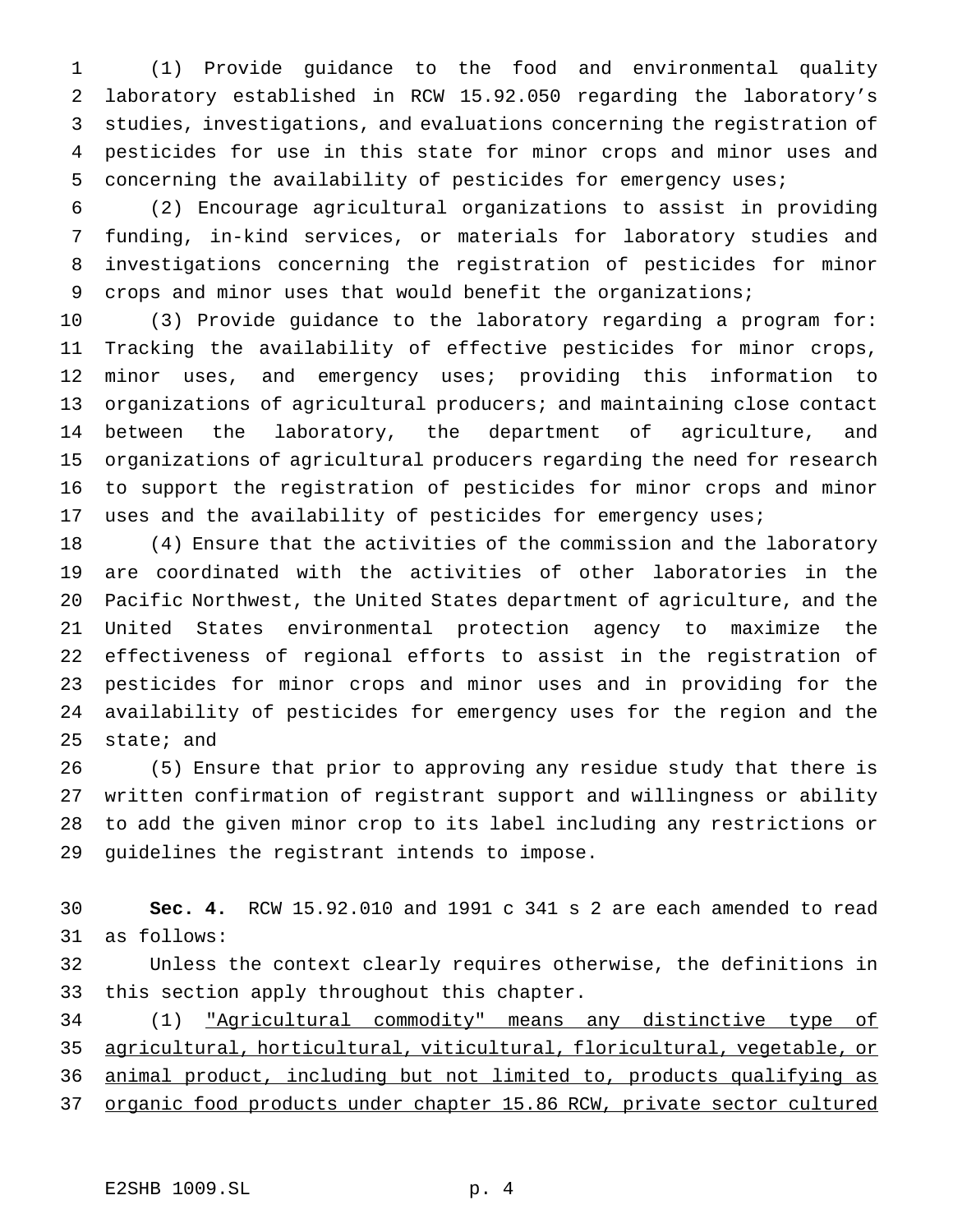(1) Provide guidance to the food and environmental quality laboratory established in RCW 15.92.050 regarding the laboratory's studies, investigations, and evaluations concerning the registration of pesticides for use in this state for minor crops and minor uses and concerning the availability of pesticides for emergency uses;

(2) Encourage agricultural organizations to assist in providing funding, in-kind services, or materials for laboratory studies and investigations concerning the registration of pesticides for minor crops and minor uses that would benefit the organizations;

(3) Provide guidance to the laboratory regarding a program for: Tracking the availability of effective pesticides for minor crops, minor uses, and emergency uses; providing this information to organizations of agricultural producers; and maintaining close contact between the laboratory, the department of agriculture, and organizations of agricultural producers regarding the need for research to support the registration of pesticides for minor crops and minor uses and the availability of pesticides for emergency uses;

(4) Ensure that the activities of the commission and the laboratory are coordinated with the activities of other laboratories in the Pacific Northwest, the United States department of agriculture, and the United States environmental protection agency to maximize the effectiveness of regional efforts to assist in the registration of pesticides for minor crops and minor uses and in providing for the availability of pesticides for emergency uses for the region and the state; and

(5) Ensure that prior to approving any residue study that there is written confirmation of registrant support and willingness or ability to add the given minor crop to its label including any restrictions or guidelines the registrant intends to impose.

**Sec. 4.** RCW 15.92.010 and 1991 c 341 s 2 are each amended to read as follows:

Unless the context clearly requires otherwise, the definitions in this section apply throughout this chapter.

(1) "Agricultural commodity" means any distinctive type of agricultural, horticultural, viticultural, floricultural, vegetable, or animal product, including but not limited to, products qualifying as organic food products under chapter 15.86 RCW, private sector cultured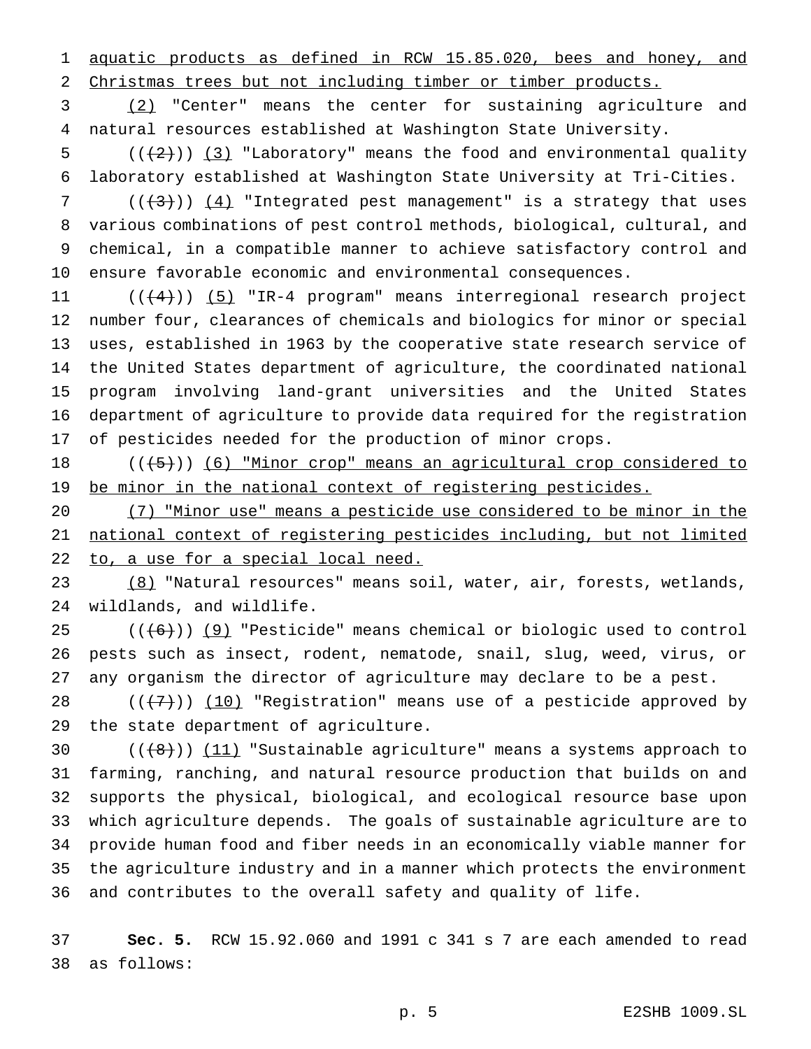aquatic products as defined in RCW 15.85.020, bees and honey, and Christmas trees but not including timber or timber products.

(2) "Center" means the center for sustaining agriculture and natural resources established at Washington State University.

(((2))) (3) "Laboratory" means the food and environmental quality laboratory established at Washington State University at Tri-Cities.

(((3))) (4) "Integrated pest management" is a strategy that uses various combinations of pest control methods, biological, cultural, and chemical, in a compatible manner to achieve satisfactory control and ensure favorable economic and environmental consequences.

(((4))) (5) "IR-4 program" means interregional research project number four, clearances of chemicals and biologics for minor or special uses, established in 1963 by the cooperative state research service of the United States department of agriculture, the coordinated national program involving land-grant universities and the United States department of agriculture to provide data required for the registration of pesticides needed for the production of minor crops.

(((5))) (6) "Minor crop" means an agricultural crop considered to be minor in the national context of registering pesticides.

(7) "Minor use" means a pesticide use considered to be minor in the national context of registering pesticides including, but not limited to, a use for a special local need.

(8) "Natural resources" means soil, water, air, forests, wetlands, wildlands, and wildlife.

(((6))) (9) "Pesticide" means chemical or biologic used to control pests such as insect, rodent, nematode, snail, slug, weed, virus, or any organism the director of agriculture may declare to be a pest.

(((7))) (10) "Registration" means use of a pesticide approved by the state department of agriculture.

(((8))) (11) "Sustainable agriculture" means a systems approach to farming, ranching, and natural resource production that builds on and supports the physical, biological, and ecological resource base upon which agriculture depends. The goals of sustainable agriculture are to provide human food and fiber needs in an economically viable manner for the agriculture industry and in a manner which protects the environment and contributes to the overall safety and quality of life.

**Sec. 5.** RCW 15.92.060 and 1991 c 341 s 7 are each amended to read as follows: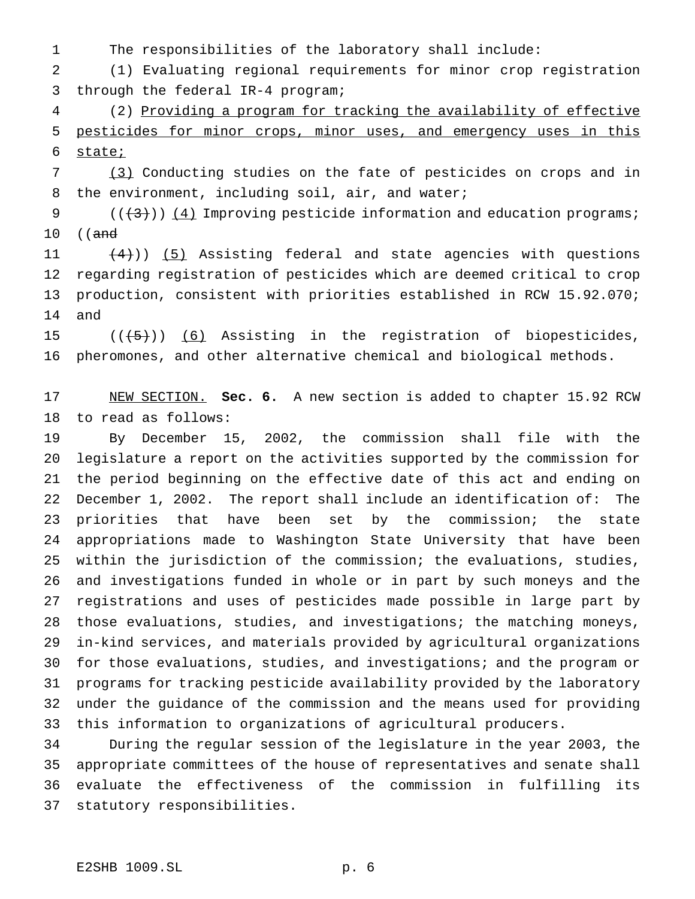The responsibilities of the laboratory shall include:

(1) Evaluating regional requirements for minor crop registration through the federal IR-4 program;

(2) Providing a program for tracking the availability of effective pesticides for minor crops, minor uses, and emergency uses in this state;

(3) Conducting studies on the fate of pesticides on crops and in the environment, including soil, air, and water;

(((3))) (4) Improving pesticide information and education programs; ((and

(4))) (5) Assisting federal and state agencies with questions regarding registration of pesticides which are deemed critical to crop production, consistent with priorities established in RCW 15.92.070; and

(((5))) (6) Assisting in the registration of biopesticides, pheromones, and other alternative chemical and biological methods.

NEW SECTION. **Sec. 6.** A new section is added to chapter 15.92 RCW to read as follows:

By December 15, 2002, the commission shall file with the legislature a report on the activities supported by the commission for the period beginning on the effective date of this act and ending on December 1, 2002. The report shall include an identification of: The priorities that have been set by the commission; the state appropriations made to Washington State University that have been within the jurisdiction of the commission; the evaluations, studies, and investigations funded in whole or in part by such moneys and the registrations and uses of pesticides made possible in large part by those evaluations, studies, and investigations; the matching moneys, in-kind services, and materials provided by agricultural organizations for those evaluations, studies, and investigations; and the program or programs for tracking pesticide availability provided by the laboratory under the guidance of the commission and the means used for providing this information to organizations of agricultural producers.

During the regular session of the legislature in the year 2003, the appropriate committees of the house of representatives and senate shall evaluate the effectiveness of the commission in fulfilling its statutory responsibilities.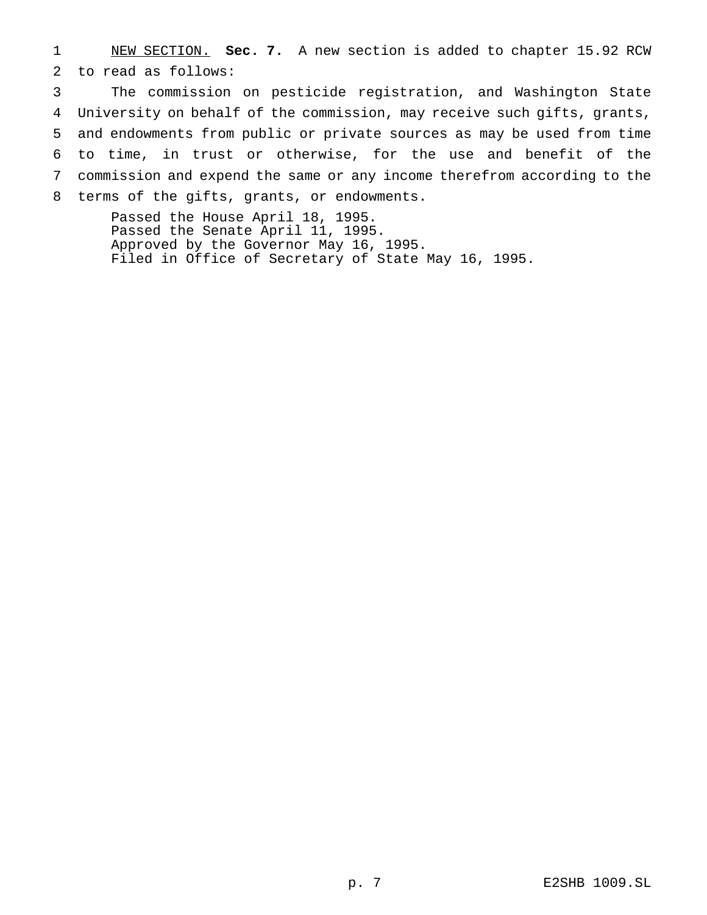NEW SECTION. **Sec. 7.** A new section is added to chapter 15.92 RCW to read as follows:

The commission on pesticide registration, and Washington State University on behalf of the commission, may receive such gifts, grants, and endowments from public or private sources as may be used from time to time, in trust or otherwise, for the use and benefit of the commission and expend the same or any income therefrom according to the terms of the gifts, grants, or endowments.

Passed the House April 18, 1995.
Passed the Senate April 11, 1995.
Approved by the Governor May 16, 1995.
Filed in Office of Secretary of State May 16, 1995.